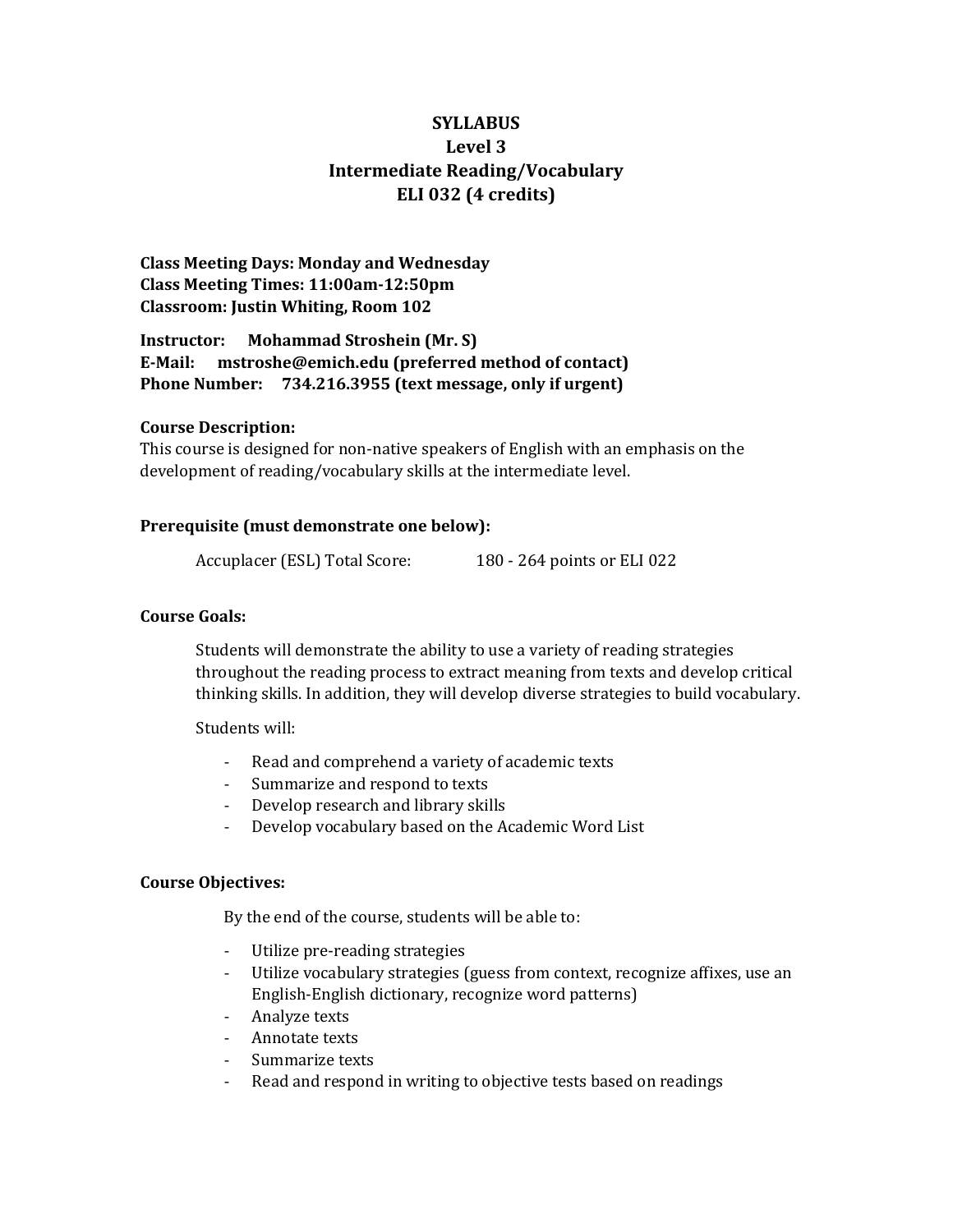# SYLLABUS
## Level 3
## Intermediate Reading/Vocabulary
## ELI 032 (4 credits)

**Class Meeting Days: Monday and Wednesday**
**Class Meeting Times: 11:00am-12:50pm**
**Classroom: Justin Whiting, Room 102**

**Instructor: Mohammad Stroshein (Mr. S)**
**E-Mail: mstroshe@emich.edu (preferred method of contact)**
**Phone Number: 734.216.3955 (text message, only if urgent)**

**Course Description:**
This course is designed for non-native speakers of English with an emphasis on the development of reading/vocabulary skills at the intermediate level.

**Prerequisite (must demonstrate one below):**

Accuplacer (ESL) Total Score: 180 - 264 points or ELI 022

**Course Goals:**

Students will demonstrate the ability to use a variety of reading strategies throughout the reading process to extract meaning from texts and develop critical thinking skills. In addition, they will develop diverse strategies to build vocabulary.

Students will:

- Read and comprehend a variety of academic texts
- Summarize and respond to texts
- Develop research and library skills
- Develop vocabulary based on the Academic Word List

**Course Objectives:**

By the end of the course, students will be able to:

- Utilize pre-reading strategies
- Utilize vocabulary strategies (guess from context, recognize affixes, use an English-English dictionary, recognize word patterns)
- Analyze texts
- Annotate texts
- Summarize texts
- Read and respond in writing to objective tests based on readings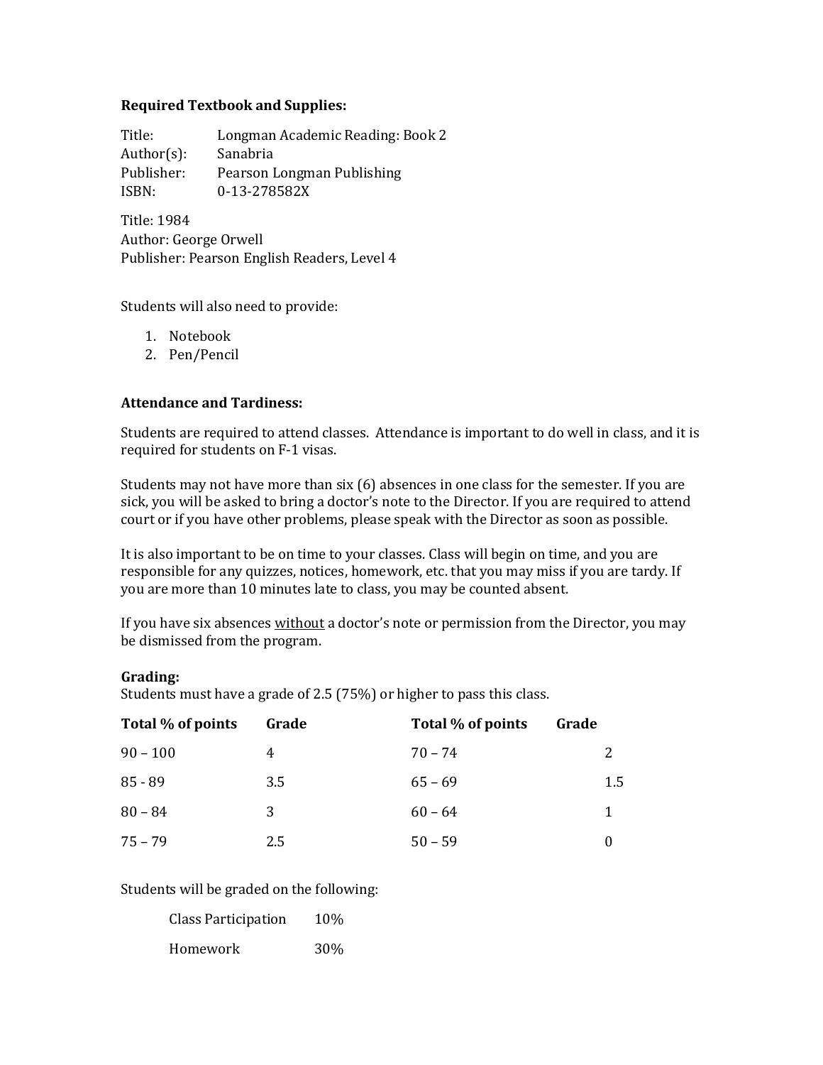**Required Textbook and Supplies:**

Title: Longman Academic Reading: Book 2
Author(s): Sanabria
Publisher: Pearson Longman Publishing
ISBN: 0-13-278582X

Title: 1984
Author: George Orwell
Publisher: Pearson English Readers, Level 4

Students will also need to provide:

1. Notebook
2. Pen/Pencil

**Attendance and Tardiness:**

Students are required to attend classes. Attendance is important to do well in class, and it is required for students on F-1 visas.

Students may not have more than six (6) absences in one class for the semester. If you are sick, you will be asked to bring a doctor's note to the Director. If you are required to attend court or if you have other problems, please speak with the Director as soon as possible.

It is also important to be on time to your classes. Class will begin on time, and you are responsible for any quizzes, notices, homework, etc. that you may miss if you are tardy. If you are more than 10 minutes late to class, you may be counted absent.

If you have six absences <u>without</u> a doctor's note or permission from the Director, you may be dismissed from the program.

**Grading:**
Students must have a grade of 2.5 (75%) or higher to pass this class.

| Total % of points | Grade | Total % of points | Grade |
|---|---|---|---|
| 90 – 100 | 4 | 70 – 74 | 2 |
| 85 - 89 | 3.5 | 65 – 69 | 1.5 |
| 80 – 84 | 3 | 60 – 64 | 1 |
| 75 – 79 | 2.5 | 50 – 59 | 0 |

Students will be graded on the following:

| | |
|---|---|
| Class Participation | 10% |
| Homework | 30% |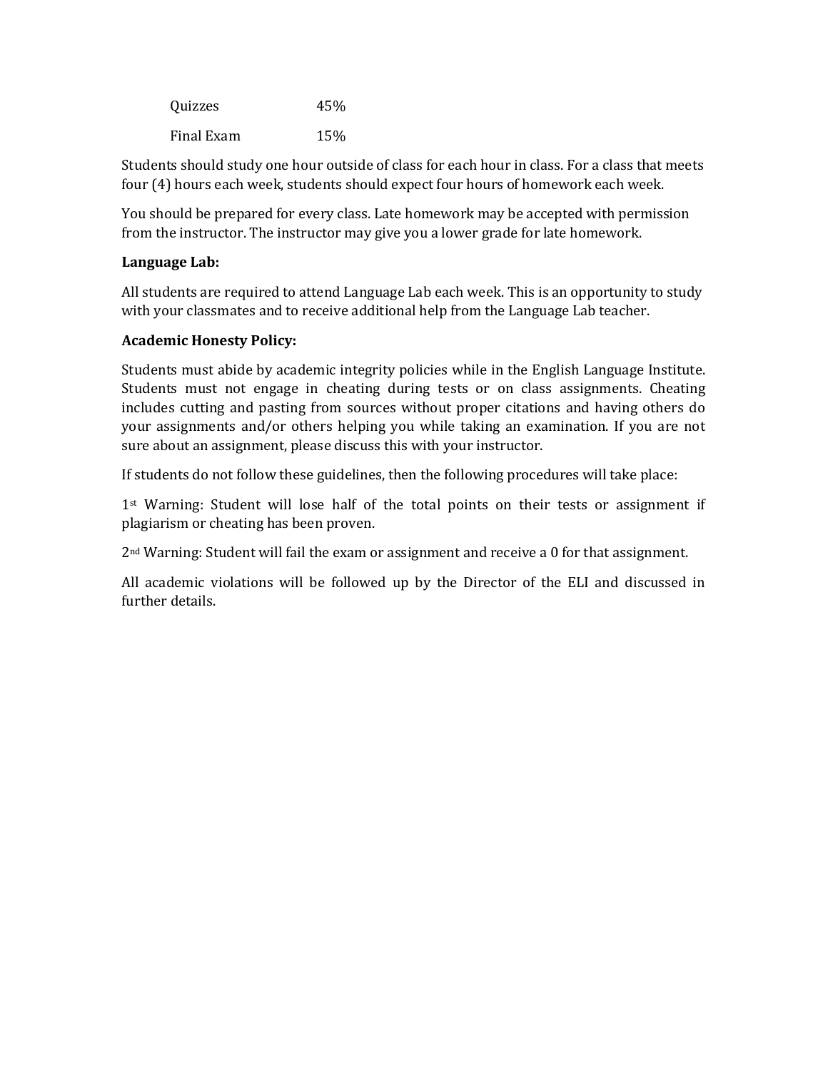| | |
|---|---|
| Quizzes | 45% |
| Final Exam | 15% |

Students should study one hour outside of class for each hour in class. For a class that meets four (4) hours each week, students should expect four hours of homework each week.

You should be prepared for every class. Late homework may be accepted with permission from the instructor. The instructor may give you a lower grade for late homework.

**Language Lab:**

All students are required to attend Language Lab each week. This is an opportunity to study with your classmates and to receive additional help from the Language Lab teacher.

**Academic Honesty Policy:**

Students must abide by academic integrity policies while in the English Language Institute. Students must not engage in cheating during tests or on class assignments. Cheating includes cutting and pasting from sources without proper citations and having others do your assignments and/or others helping you while taking an examination. If you are not sure about an assignment, please discuss this with your instructor.

If students do not follow these guidelines, then the following procedures will take place:

1st Warning: Student will lose half of the total points on their tests or assignment if plagiarism or cheating has been proven.

2nd Warning: Student will fail the exam or assignment and receive a 0 for that assignment.

All academic violations will be followed up by the Director of the ELI and discussed in further details.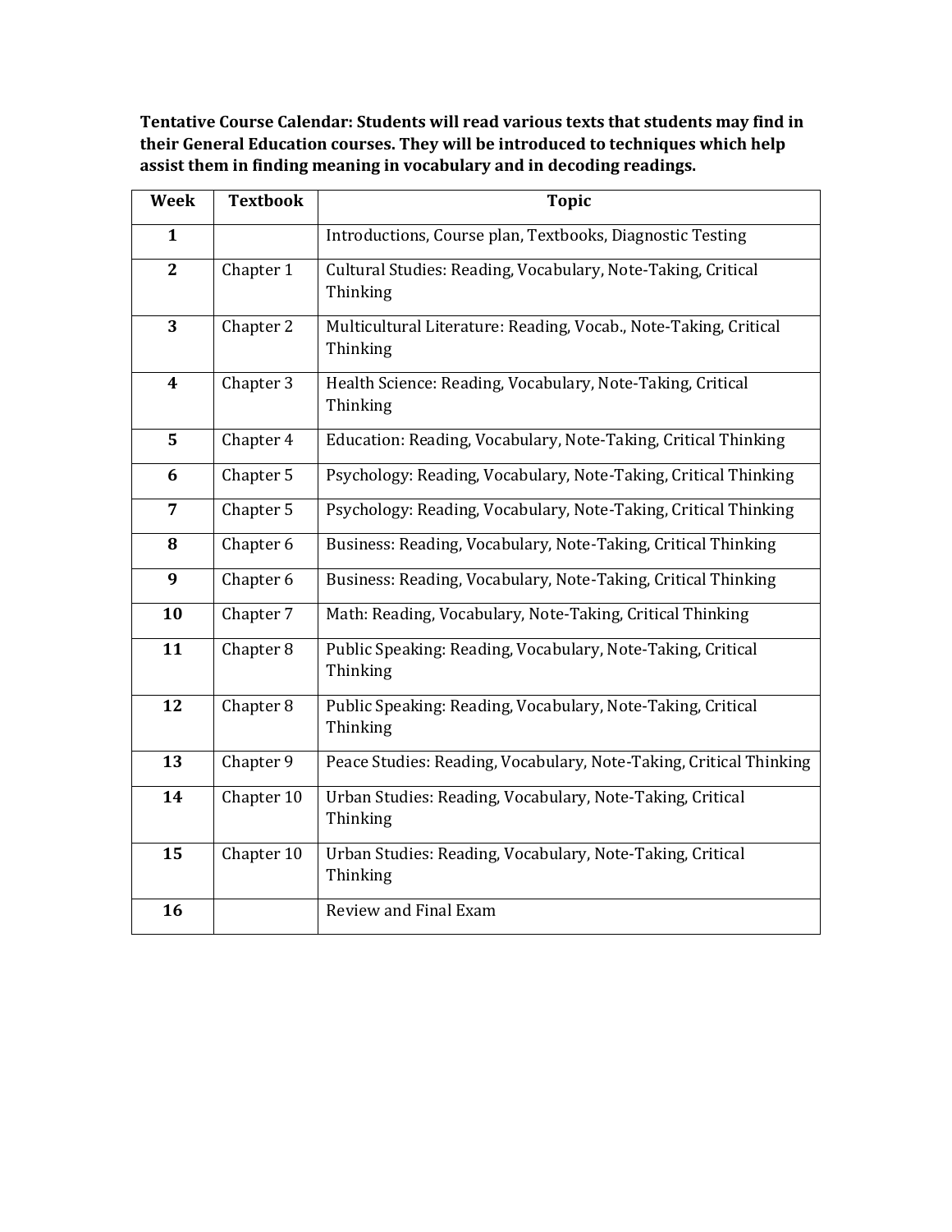**Tentative Course Calendar: Students will read various texts that students may find in their General Education courses. They will be introduced to techniques which help assist them in finding meaning in vocabulary and in decoding readings.**

| Week | Textbook | Topic |
| --- | --- | --- |
| 1 | | Introductions, Course plan, Textbooks, Diagnostic Testing |
| 2 | Chapter 1 | Cultural Studies: Reading, Vocabulary, Note-Taking, Critical Thinking |
| 3 | Chapter 2 | Multicultural Literature: Reading, Vocab., Note-Taking, Critical Thinking |
| 4 | Chapter 3 | Health Science: Reading, Vocabulary, Note-Taking, Critical Thinking |
| 5 | Chapter 4 | Education: Reading, Vocabulary, Note-Taking, Critical Thinking |
| 6 | Chapter 5 | Psychology: Reading, Vocabulary, Note-Taking, Critical Thinking |
| 7 | Chapter 5 | Psychology: Reading, Vocabulary, Note-Taking, Critical Thinking |
| 8 | Chapter 6 | Business: Reading, Vocabulary, Note-Taking, Critical Thinking |
| 9 | Chapter 6 | Business: Reading, Vocabulary, Note-Taking, Critical Thinking |
| 10 | Chapter 7 | Math: Reading, Vocabulary, Note-Taking, Critical Thinking |
| 11 | Chapter 8 | Public Speaking: Reading, Vocabulary, Note-Taking, Critical Thinking |
| 12 | Chapter 8 | Public Speaking: Reading, Vocabulary, Note-Taking, Critical Thinking |
| 13 | Chapter 9 | Peace Studies: Reading, Vocabulary, Note-Taking, Critical Thinking |
| 14 | Chapter 10 | Urban Studies: Reading, Vocabulary, Note-Taking, Critical Thinking |
| 15 | Chapter 10 | Urban Studies: Reading, Vocabulary, Note-Taking, Critical Thinking |
| 16 | | Review and Final Exam |